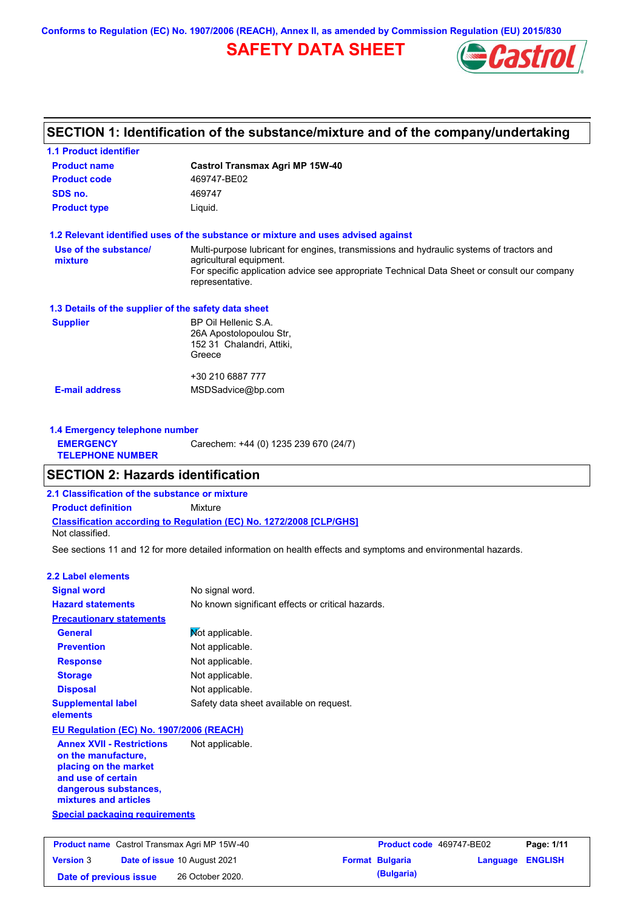Conforms to Regulation (EC) No. 1907/2006 (REACH), Annex II, as amended by Commission Regulation (EU) 2015/830

# SAFETY DATA SHEET

## SECTION 1: Identification of the substance/mixture and of the company/undertaking

### 1.1 Product identifier

| | |
|---|---|
| **Product name** | **Castrol Transmax Agri MP 15W-40** |
| **Product code** | 469747-BE02 |
| **SDS no.** | 469747 |
| **Product type** | Liquid. |

### 1.2 Relevant identified uses of the substance or mixture and uses advised against

| | |
|---|---|
| **Use of the substance/ mixture** | Multi-purpose lubricant for engines, transmissions and hydraulic systems of tractors and agricultural equipment.<br>For specific application advice see appropriate Technical Data Sheet or consult our company representative. |

### 1.3 Details of the supplier of the safety data sheet

| | |
|---|---|
| **Supplier** | BP Oil Hellenic S.A.<br>26A Apostolopoulou Str,<br>152 31 Chalandri, Attiki,<br>Greece<br><br>+30 210 6887 777 |
| **E-mail address** | MSDSadvice@bp.com |

### 1.4 Emergency telephone number

| | |
|---|---|
| **EMERGENCY TELEPHONE NUMBER** | Carechem: +44 (0) 1235 239 670 (24/7) |

## SECTION 2: Hazards identification

### 2.1 Classification of the substance or mixture

**Product definition** Mixture

**Classification according to Regulation (EC) No. 1272/2008 [CLP/GHS]**

Not classified.

See sections 11 and 12 for more detailed information on health effects and symptoms and environmental hazards.

### 2.2 Label elements

| | |
|---|---|
| **Signal word** | No signal word. |
| **Hazard statements** | No known significant effects or critical hazards. |

**Precautionary statements**

| | |
|---|---|
| **General** | Not applicable. |
| **Prevention** | Not applicable. |
| **Response** | Not applicable. |
| **Storage** | Not applicable. |
| **Disposal** | Not applicable. |
| **Supplemental label elements** | Safety data sheet available on request. |

**EU Regulation (EC) No. 1907/2006 (REACH)**

| | |
|---|---|
| **Annex XVII - Restrictions on the manufacture, placing on the market and use of certain dangerous substances, mixtures and articles** | Not applicable. |

**Special packaging requirements**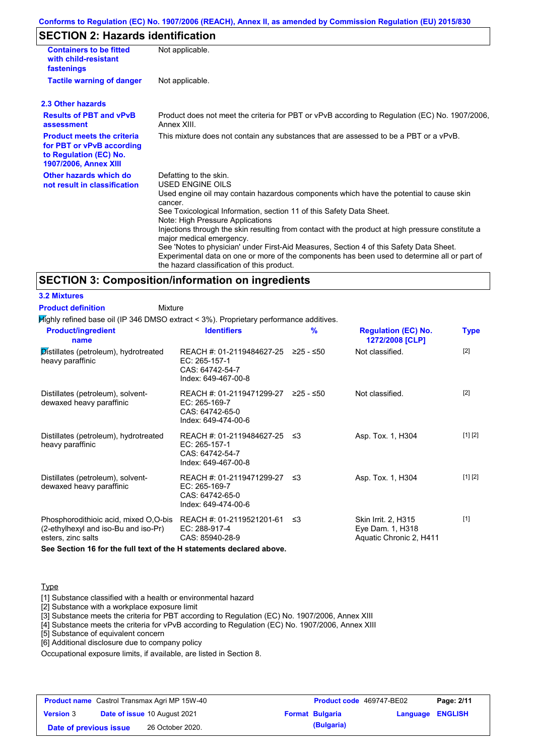## SECTION 2: Hazards identification

| | |
|---|---|
| **Containers to be fitted with child-resistant fastenings** | Not applicable. |
| **Tactile warning of danger** | Not applicable. |

### 2.3 Other hazards

| | |
|---|---|
| **Results of PBT and vPvB assessment** | Product does not meet the criteria for PBT or vPvB according to Regulation (EC) No. 1907/2006, Annex XIII. |
| **Product meets the criteria for PBT or vPvB according to Regulation (EC) No. 1907/2006, Annex XIII** | This mixture does not contain any substances that are assessed to be a PBT or a vPvB. |
| **Other hazards which do not result in classification** | Defatting to the skin.<br>USED ENGINE OILS<br>Used engine oil may contain hazardous components which have the potential to cause skin cancer.<br>See Toxicological Information, section 11 of this Safety Data Sheet.<br>Note: High Pressure Applications<br>Injections through the skin resulting from contact with the product at high pressure constitute a major medical emergency.<br>See 'Notes to physician' under First-Aid Measures, Section 4 of this Safety Data Sheet.<br>Experimental data on one or more of the components has been used to determine all or part of the hazard classification of this product. |

## SECTION 3: Composition/information on ingredients

### 3.2 Mixtures

**Product definition** Mixture

Highly refined base oil (IP 346 DMSO extract < 3%). Proprietary performance additives.

| Product/ingredient name | Identifiers | % | Regulation (EC) No. 1272/2008 [CLP] | Type |
|---|---|---|---|---|
| Distillates (petroleum), hydrotreated heavy paraffinic | REACH #: 01-2119484627-25<br>EC: 265-157-1<br>CAS: 64742-54-7<br>Index: 649-467-00-8 | ≥25 - ≤50 | Not classified. | [2] |
| Distillates (petroleum), solvent-dewaxed heavy paraffinic | REACH #: 01-2119471299-27<br>EC: 265-169-7<br>CAS: 64742-65-0<br>Index: 649-474-00-6 | ≥25 - ≤50 | Not classified. | [2] |
| Distillates (petroleum), hydrotreated heavy paraffinic | REACH #: 01-2119484627-25<br>EC: 265-157-1<br>CAS: 64742-54-7<br>Index: 649-467-00-8 | ≤3 | Asp. Tox. 1, H304 | [1] [2] |
| Distillates (petroleum), solvent-dewaxed heavy paraffinic | REACH #: 01-2119471299-27<br>EC: 265-169-7<br>CAS: 64742-65-0<br>Index: 649-474-00-6 | ≤3 | Asp. Tox. 1, H304 | [1] [2] |
| Phosphorodithioic acid, mixed O,O-bis (2-ethylhexyl and iso-Bu and iso-Pr) esters, zinc salts | REACH #: 01-2119521201-61<br>EC: 288-917-4<br>CAS: 85940-28-9 | ≤3 | Skin Irrit. 2, H315<br>Eye Dam. 1, H318<br>Aquatic Chronic 2, H411 | [1] |

**See Section 16 for the full text of the H statements declared above.**

Type

[1] Substance classified with a health or environmental hazard
[2] Substance with a workplace exposure limit
[3] Substance meets the criteria for PBT according to Regulation (EC) No. 1907/2006, Annex XIII
[4] Substance meets the criteria for vPvB according to Regulation (EC) No. 1907/2006, Annex XIII
[5] Substance of equivalent concern
[6] Additional disclosure due to company policy

Occupational exposure limits, if available, are listed in Section 8.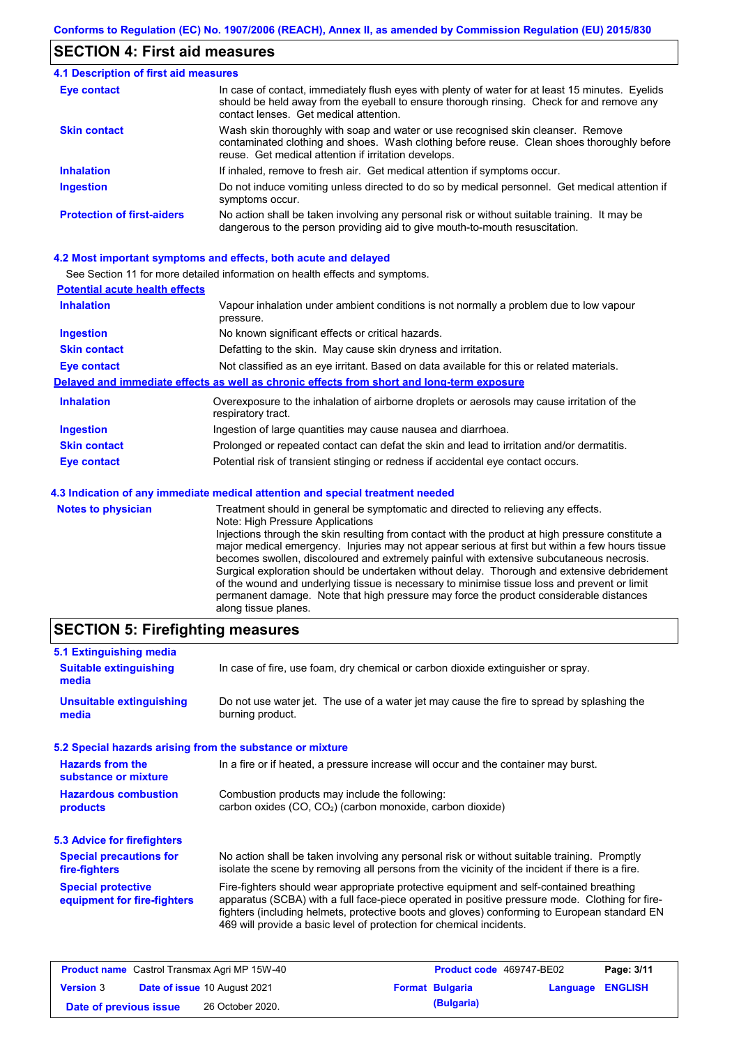## SECTION 4: First aid measures

### 4.1 Description of first aid measures

| | |
|---|---|
| **Eye contact** | In case of contact, immediately flush eyes with plenty of water for at least 15 minutes. Eyelids should be held away from the eyeball to ensure thorough rinsing. Check for and remove any contact lenses. Get medical attention. |
| **Skin contact** | Wash skin thoroughly with soap and water or use recognised skin cleanser. Remove contaminated clothing and shoes. Wash clothing before reuse. Clean shoes thoroughly before reuse. Get medical attention if irritation develops. |
| **Inhalation** | If inhaled, remove to fresh air. Get medical attention if symptoms occur. |
| **Ingestion** | Do not induce vomiting unless directed to do so by medical personnel. Get medical attention if symptoms occur. |
| **Protection of first-aiders** | No action shall be taken involving any personal risk or without suitable training. It may be dangerous to the person providing aid to give mouth-to-mouth resuscitation. |

### 4.2 Most important symptoms and effects, both acute and delayed

See Section 11 for more detailed information on health effects and symptoms.

**Potential acute health effects**

| | |
|---|---|
| **Inhalation** | Vapour inhalation under ambient conditions is not normally a problem due to low vapour pressure. |
| **Ingestion** | No known significant effects or critical hazards. |
| **Skin contact** | Defatting to the skin. May cause skin dryness and irritation. |
| **Eye contact** | Not classified as an eye irritant. Based on data available for this or related materials. |

**Delayed and immediate effects as well as chronic effects from short and long-term exposure**

| | |
|---|---|
| **Inhalation** | Overexposure to the inhalation of airborne droplets or aerosols may cause irritation of the respiratory tract. |
| **Ingestion** | Ingestion of large quantities may cause nausea and diarrhoea. |
| **Skin contact** | Prolonged or repeated contact can defat the skin and lead to irritation and/or dermatitis. |
| **Eye contact** | Potential risk of transient stinging or redness if accidental eye contact occurs. |

### 4.3 Indication of any immediate medical attention and special treatment needed

| | |
|---|---|
| **Notes to physician** | Treatment should in general be symptomatic and directed to relieving any effects. Note: High Pressure Applications Injections through the skin resulting from contact with the product at high pressure constitute a major medical emergency. Injuries may not appear serious at first but within a few hours tissue becomes swollen, discoloured and extremely painful with extensive subcutaneous necrosis. Surgical exploration should be undertaken without delay. Thorough and extensive debridement of the wound and underlying tissue is necessary to minimise tissue loss and prevent or limit permanent damage. Note that high pressure may force the product considerable distances along tissue planes. |

## SECTION 5: Firefighting measures

### 5.1 Extinguishing media

| | |
|---|---|
| **Suitable extinguishing media** | In case of fire, use foam, dry chemical or carbon dioxide extinguisher or spray. |
| **Unsuitable extinguishing media** | Do not use water jet. The use of a water jet may cause the fire to spread by splashing the burning product. |

### 5.2 Special hazards arising from the substance or mixture

| | |
|---|---|
| **Hazards from the substance or mixture** | In a fire or if heated, a pressure increase will occur and the container may burst. |
| **Hazardous combustion products** | Combustion products may include the following: carbon oxides (CO, $CO_2$) (carbon monoxide, carbon dioxide) |

### 5.3 Advice for firefighters

| | |
|---|---|
| **Special precautions for fire-fighters** | No action shall be taken involving any personal risk or without suitable training. Promptly isolate the scene by removing all persons from the vicinity of the incident if there is a fire. |
| **Special protective equipment for fire-fighters** | Fire-fighters should wear appropriate protective equipment and self-contained breathing apparatus (SCBA) with a full face-piece operated in positive pressure mode. Clothing for fire-fighters (including helmets, protective boots and gloves) conforming to European standard EN 469 will provide a basic level of protection for chemical incidents. |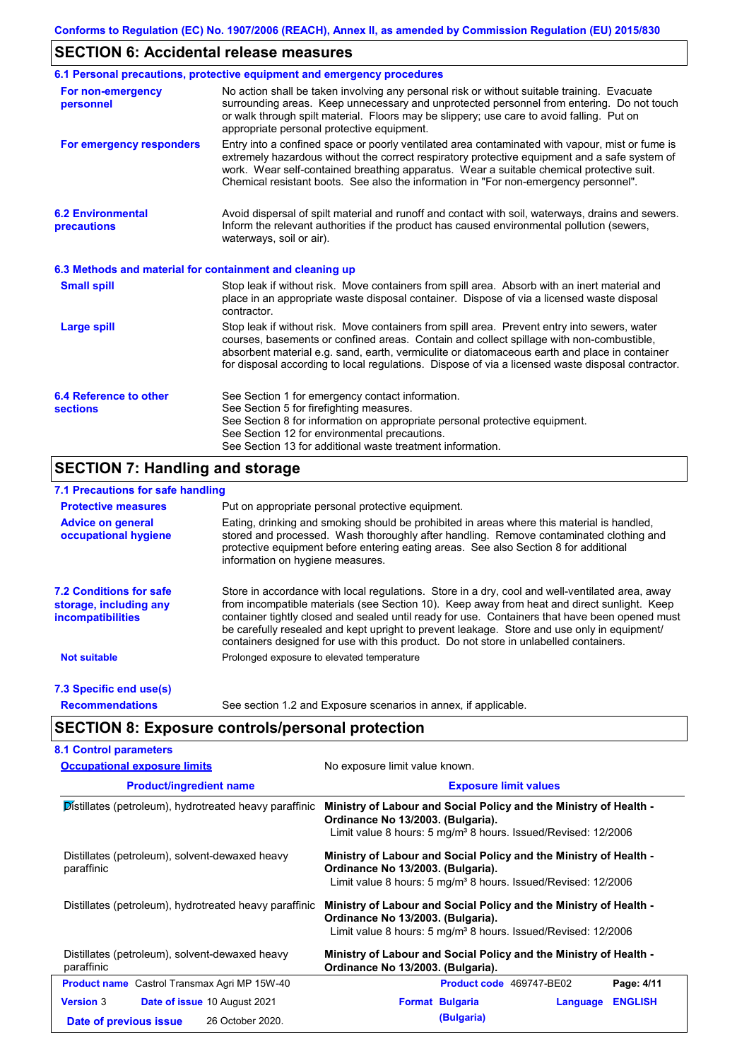## SECTION 6: Accidental release measures

### 6.1 Personal precautions, protective equipment and emergency procedures

**For non-emergency personnel**

No action shall be taken involving any personal risk or without suitable training. Evacuate surrounding areas. Keep unnecessary and unprotected personnel from entering. Do not touch or walk through spilt material. Floors may be slippery; use care to avoid falling. Put on appropriate personal protective equipment.

**For emergency responders**

Entry into a confined space or poorly ventilated area contaminated with vapour, mist or fume is extremely hazardous without the correct respiratory protective equipment and a safe system of work. Wear self-contained breathing apparatus. Wear a suitable chemical protective suit. Chemical resistant boots. See also the information in "For non-emergency personnel".

### 6.2 Environmental precautions

Avoid dispersal of spilt material and runoff and contact with soil, waterways, drains and sewers. Inform the relevant authorities if the product has caused environmental pollution (sewers, waterways, soil or air).

### 6.3 Methods and material for containment and cleaning up

**Small spill**

Stop leak if without risk. Move containers from spill area. Absorb with an inert material and place in an appropriate waste disposal container. Dispose of via a licensed waste disposal contractor.

**Large spill**

Stop leak if without risk. Move containers from spill area. Prevent entry into sewers, water courses, basements or confined areas. Contain and collect spillage with non-combustible, absorbent material e.g. sand, earth, vermiculite or diatomaceous earth and place in container for disposal according to local regulations. Dispose of via a licensed waste disposal contractor.

### 6.4 Reference to other sections

See Section 1 for emergency contact information.
See Section 5 for firefighting measures.
See Section 8 for information on appropriate personal protective equipment.
See Section 12 for environmental precautions.
See Section 13 for additional waste treatment information.

## SECTION 7: Handling and storage

### 7.1 Precautions for safe handling

**Protective measures**

Put on appropriate personal protective equipment.

**Advice on general occupational hygiene**

Eating, drinking and smoking should be prohibited in areas where this material is handled, stored and processed. Wash thoroughly after handling. Remove contaminated clothing and protective equipment before entering eating areas. See also Section 8 for additional information on hygiene measures.

### 7.2 Conditions for safe storage, including any incompatibilities

Store in accordance with local regulations. Store in a dry, cool and well-ventilated area, away from incompatible materials (see Section 10). Keep away from heat and direct sunlight. Keep container tightly closed and sealed until ready for use. Containers that have been opened must be carefully resealed and kept upright to prevent leakage. Store and use only in equipment/ containers designed for use with this product. Do not store in unlabelled containers.

**Not suitable**

Prolonged exposure to elevated temperature

### 7.3 Specific end use(s)

**Recommendations**

See section 1.2 and Exposure scenarios in annex, if applicable.

## SECTION 8: Exposure controls/personal protection

### 8.1 Control parameters

**Occupational exposure limits**

No exposure limit value known.

| Product/ingredient name | Exposure limit values |
|---|---|
| Distillates (petroleum), hydrotreated heavy paraffinic | **Ministry of Labour and Social Policy and the Ministry of Health - Ordinance No 13/2003. (Bulgaria).** Limit value 8 hours: 5 mg/m³ 8 hours. Issued/Revised: 12/2006 |
| Distillates (petroleum), solvent-dewaxed heavy paraffinic | **Ministry of Labour and Social Policy and the Ministry of Health - Ordinance No 13/2003. (Bulgaria).** Limit value 8 hours: 5 mg/m³ 8 hours. Issued/Revised: 12/2006 |
| Distillates (petroleum), hydrotreated heavy paraffinic | **Ministry of Labour and Social Policy and the Ministry of Health - Ordinance No 13/2003. (Bulgaria).** Limit value 8 hours: 5 mg/m³ 8 hours. Issued/Revised: 12/2006 |
| Distillates (petroleum), solvent-dewaxed heavy paraffinic | **Ministry of Labour and Social Policy and the Ministry of Health - Ordinance No 13/2003. (Bulgaria).** |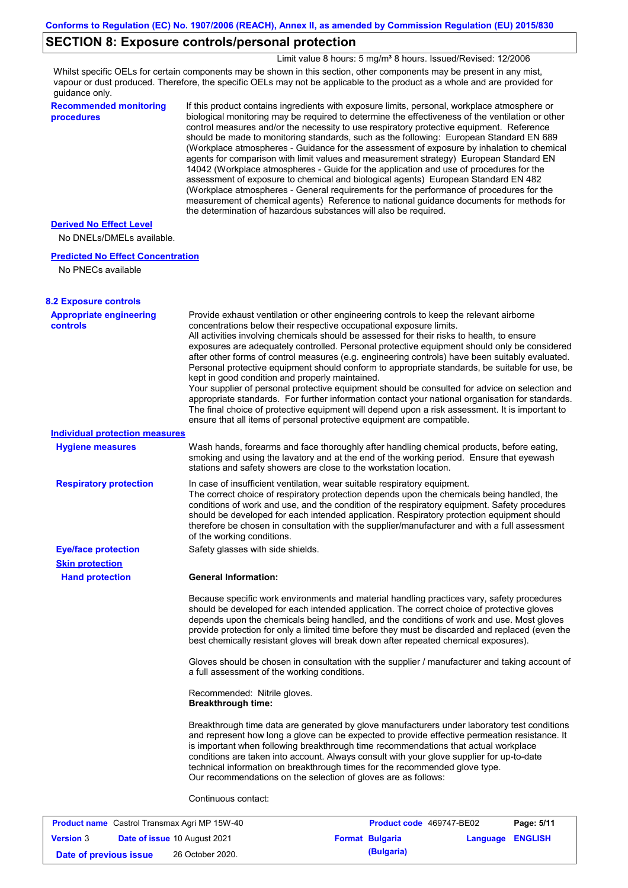## SECTION 8: Exposure controls/personal protection

Limit value 8 hours: 5 mg/m³ 8 hours. Issued/Revised: 12/2006

Whilst specific OELs for certain components may be shown in this section, other components may be present in any mist, vapour or dust produced. Therefore, the specific OELs may not be applicable to the product as a whole and are provided for guidance only.

**Recommended monitoring procedures**

If this product contains ingredients with exposure limits, personal, workplace atmosphere or biological monitoring may be required to determine the effectiveness of the ventilation or other control measures and/or the necessity to use respiratory protective equipment. Reference should be made to monitoring standards, such as the following: European Standard EN 689 (Workplace atmospheres - Guidance for the assessment of exposure by inhalation to chemical agents for comparison with limit values and measurement strategy) European Standard EN 14042 (Workplace atmospheres - Guide for the application and use of procedures for the assessment of exposure to chemical and biological agents) European Standard EN 482 (Workplace atmospheres - General requirements for the performance of procedures for the measurement of chemical agents) Reference to national guidance documents for methods for the determination of hazardous substances will also be required.

**Derived No Effect Level**

No DNELs/DMELs available.

**Predicted No Effect Concentration**

No PNECs available

### 8.2 Exposure controls

**Appropriate engineering controls**

Provide exhaust ventilation or other engineering controls to keep the relevant airborne concentrations below their respective occupational exposure limits.
All activities involving chemicals should be assessed for their risks to health, to ensure exposures are adequately controlled. Personal protective equipment should only be considered after other forms of control measures (e.g. engineering controls) have been suitably evaluated. Personal protective equipment should conform to appropriate standards, be suitable for use, be kept in good condition and properly maintained.
Your supplier of personal protective equipment should be consulted for advice on selection and appropriate standards. For further information contact your national organisation for standards. The final choice of protective equipment will depend upon a risk assessment. It is important to ensure that all items of personal protective equipment are compatible.

**Individual protection measures**

**Hygiene measures**

Wash hands, forearms and face thoroughly after handling chemical products, before eating, smoking and using the lavatory and at the end of the working period. Ensure that eyewash stations and safety showers are close to the workstation location.

**Respiratory protection**

In case of insufficient ventilation, wear suitable respiratory equipment.
The correct choice of respiratory protection depends upon the chemicals being handled, the conditions of work and use, and the condition of the respiratory equipment. Safety procedures should be developed for each intended application. Respiratory protection equipment should therefore be chosen in consultation with the supplier/manufacturer and with a full assessment of the working conditions.

**Eye/face protection**

Safety glasses with side shields.

**Skin protection**

**Hand protection**

**General Information:**

Because specific work environments and material handling practices vary, safety procedures should be developed for each intended application. The correct choice of protective gloves depends upon the chemicals being handled, and the conditions of work and use. Most gloves provide protection for only a limited time before they must be discarded and replaced (even the best chemically resistant gloves will break down after repeated chemical exposures).

Gloves should be chosen in consultation with the supplier / manufacturer and taking account of a full assessment of the working conditions.

Recommended: Nitrile gloves.
**Breakthrough time:**

Breakthrough time data are generated by glove manufacturers under laboratory test conditions and represent how long a glove can be expected to provide effective permeation resistance. It is important when following breakthrough time recommendations that actual workplace conditions are taken into account. Always consult with your glove supplier for up-to-date technical information on breakthrough times for the recommended glove type.
Our recommendations on the selection of gloves are as follows:

Continuous contact: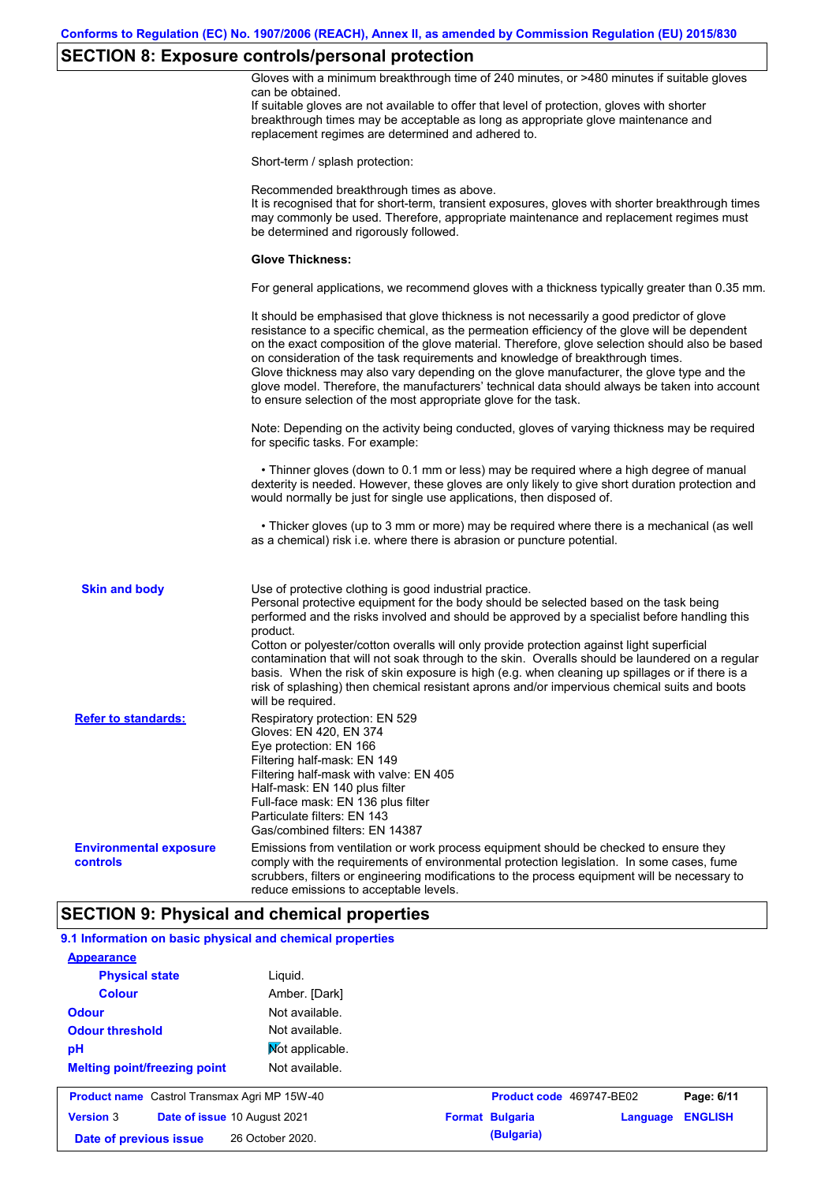## SECTION 8: Exposure controls/personal protection

Gloves with a minimum breakthrough time of 240 minutes, or >480 minutes if suitable gloves can be obtained.
If suitable gloves are not available to offer that level of protection, gloves with shorter breakthrough times may be acceptable as long as appropriate glove maintenance and replacement regimes are determined and adhered to.

Short-term / splash protection:

Recommended breakthrough times as above.
It is recognised that for short-term, transient exposures, gloves with shorter breakthrough times may commonly be used. Therefore, appropriate maintenance and replacement regimes must be determined and rigorously followed.

**Glove Thickness:**

For general applications, we recommend gloves with a thickness typically greater than 0.35 mm.

It should be emphasised that glove thickness is not necessarily a good predictor of glove resistance to a specific chemical, as the permeation efficiency of the glove will be dependent on the exact composition of the glove material. Therefore, glove selection should also be based on consideration of the task requirements and knowledge of breakthrough times.
Glove thickness may also vary depending on the glove manufacturer, the glove type and the glove model. Therefore, the manufacturers' technical data should always be taken into account to ensure selection of the most appropriate glove for the task.

Note: Depending on the activity being conducted, gloves of varying thickness may be required for specific tasks. For example:

- Thinner gloves (down to 0.1 mm or less) may be required where a high degree of manual dexterity is needed. However, these gloves are only likely to give short duration protection and would normally be just for single use applications, then disposed of.

- Thicker gloves (up to 3 mm or more) may be required where there is a mechanical (as well as a chemical) risk i.e. where there is abrasion or puncture potential.

**Skin and body**

Use of protective clothing is good industrial practice.
Personal protective equipment for the body should be selected based on the task being performed and the risks involved and should be approved by a specialist before handling this product.
Cotton or polyester/cotton overalls will only provide protection against light superficial contamination that will not soak through to the skin. Overalls should be laundered on a regular basis. When the risk of skin exposure is high (e.g. when cleaning up spillages or if there is a risk of splashing) then chemical resistant aprons and/or impervious chemical suits and boots will be required.

**Refer to standards:**

Respiratory protection: EN 529
Gloves: EN 420, EN 374
Eye protection: EN 166
Filtering half-mask: EN 149
Filtering half-mask with valve: EN 405
Half-mask: EN 140 plus filter
Full-face mask: EN 136 plus filter
Particulate filters: EN 143
Gas/combined filters: EN 14387

**Environmental exposure controls**

Emissions from ventilation or work process equipment should be checked to ensure they comply with the requirements of environmental protection legislation. In some cases, fume scrubbers, filters or engineering modifications to the process equipment will be necessary to reduce emissions to acceptable levels.

## SECTION 9: Physical and chemical properties

### 9.1 Information on basic physical and chemical properties

**Appearance**

| | |
|---|---|
| **Physical state** | Liquid. |
| **Colour** | Amber. [Dark] |
| **Odour** | Not available. |
| **Odour threshold** | Not available. |
| **pH** | Not applicable. |
| **Melting point/freezing point** | Not available. |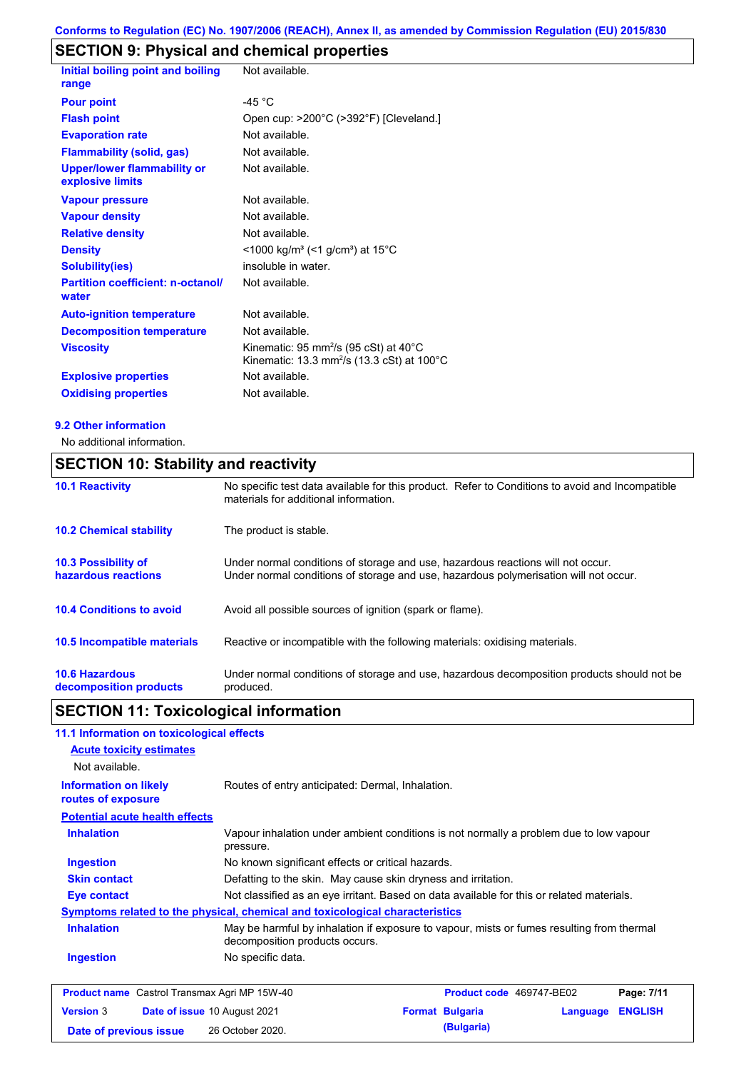Conforms to Regulation (EC) No. 1907/2006 (REACH), Annex II, as amended by Commission Regulation (EU) 2015/830

## SECTION 9: Physical and chemical properties

| | |
|---|---|
| **Initial boiling point and boiling range** | Not available. |
| **Pour point** | -45 °C |
| **Flash point** | Open cup: >200°C (>392°F) [Cleveland.] |
| **Evaporation rate** | Not available. |
| **Flammability (solid, gas)** | Not available. |
| **Upper/lower flammability or explosive limits** | Not available. |
| **Vapour pressure** | Not available. |
| **Vapour density** | Not available. |
| **Relative density** | Not available. |
| **Density** | <1000 kg/m³ (<1 g/cm³) at 15°C |
| **Solubility(ies)** | insoluble in water. |
| **Partition coefficient: n-octanol/water** | Not available. |
| **Auto-ignition temperature** | Not available. |
| **Decomposition temperature** | Not available. |
| **Viscosity** | Kinematic: 95 $mm^2/s$ (95 cSt) at 40°C<br>Kinematic: 13.3 $mm^2/s$ (13.3 cSt) at 100°C |
| **Explosive properties** | Not available. |
| **Oxidising properties** | Not available. |

### 9.2 Other information

No additional information.

## SECTION 10: Stability and reactivity

| | |
|---|---|
| **10.1 Reactivity** | No specific test data available for this product. Refer to Conditions to avoid and Incompatible materials for additional information. |
| **10.2 Chemical stability** | The product is stable. |
| **10.3 Possibility of hazardous reactions** | Under normal conditions of storage and use, hazardous reactions will not occur.<br>Under normal conditions of storage and use, hazardous polymerisation will not occur. |
| **10.4 Conditions to avoid** | Avoid all possible sources of ignition (spark or flame). |
| **10.5 Incompatible materials** | Reactive or incompatible with the following materials: oxidising materials. |
| **10.6 Hazardous decomposition products** | Under normal conditions of storage and use, hazardous decomposition products should not be produced. |

## SECTION 11: Toxicological information

### 11.1 Information on toxicological effects

**Acute toxicity estimates**

Not available.

**Information on likely routes of exposure**: Routes of entry anticipated: Dermal, Inhalation.

**Potential acute health effects**

| | |
|---|---|
| **Inhalation** | Vapour inhalation under ambient conditions is not normally a problem due to low vapour pressure. |
| **Ingestion** | No known significant effects or critical hazards. |
| **Skin contact** | Defatting to the skin. May cause skin dryness and irritation. |
| **Eye contact** | Not classified as an eye irritant. Based on data available for this or related materials. |

**Symptoms related to the physical, chemical and toxicological characteristics**

| | |
|---|---|
| **Inhalation** | May be harmful by inhalation if exposure to vapour, mists or fumes resulting from thermal decomposition products occurs. |
| **Ingestion** | No specific data. |

| | | |
|---|---|---|
| **Product name** Castrol Transmax Agri MP 15W-40 | **Product code** 469747-BE02 | |
| **Version** 3 **Date of issue** 10 August 2021 | **Format** Bulgaria (Bulgaria) | **Language** ENGLISH |
| **Date of previous issue** 26 October 2020. | | |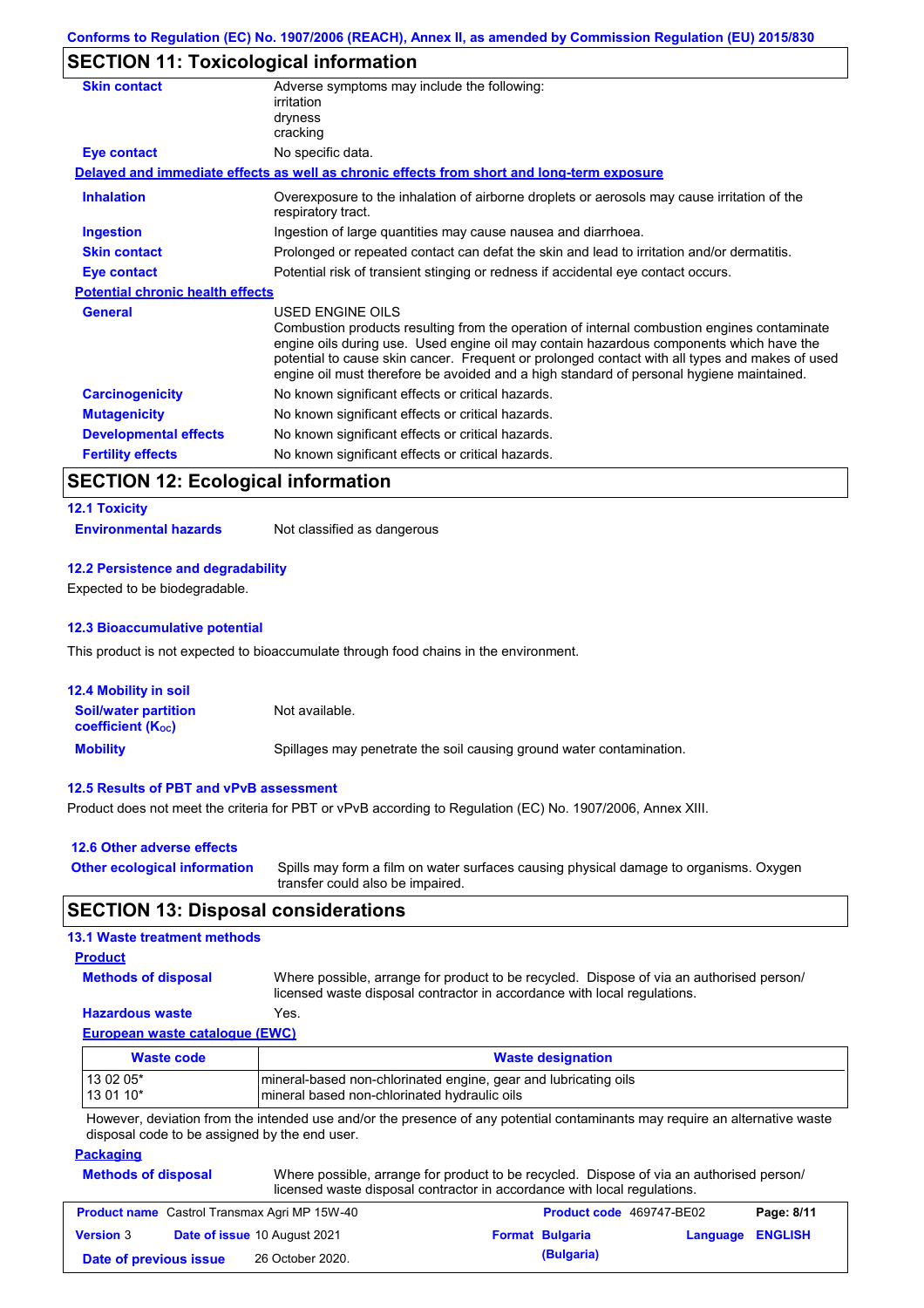## SECTION 11: Toxicological information

**Skin contact**
Adverse symptoms may include the following:
irritation
dryness
cracking

**Eye contact**
No specific data.

**Delayed and immediate effects as well as chronic effects from short and long-term exposure**

**Inhalation**
Overexposure to the inhalation of airborne droplets or aerosols may cause irritation of the respiratory tract.

**Ingestion**
Ingestion of large quantities may cause nausea and diarrhoea.

**Skin contact**
Prolonged or repeated contact can defat the skin and lead to irritation and/or dermatitis.

**Eye contact**
Potential risk of transient stinging or redness if accidental eye contact occurs.

**Potential chronic health effects**

**General**
USED ENGINE OILS
Combustion products resulting from the operation of internal combustion engines contaminate engine oils during use. Used engine oil may contain hazardous components which have the potential to cause skin cancer. Frequent or prolonged contact with all types and makes of used engine oil must therefore be avoided and a high standard of personal hygiene maintained.

**Carcinogenicity**
No known significant effects or critical hazards.

**Mutagenicity**
No known significant effects or critical hazards.

**Developmental effects**
No known significant effects or critical hazards.

**Fertility effects**
No known significant effects or critical hazards.

## SECTION 12: Ecological information

### 12.1 Toxicity

**Environmental hazards**
Not classified as dangerous

### 12.2 Persistence and degradability

Expected to be biodegradable.

### 12.3 Bioaccumulative potential

This product is not expected to bioaccumulate through food chains in the environment.

### 12.4 Mobility in soil

**Soil/water partition coefficient ($K_{OC}$)**
Not available.

**Mobility**
Spillages may penetrate the soil causing ground water contamination.

### 12.5 Results of PBT and vPvB assessment

Product does not meet the criteria for PBT or vPvB according to Regulation (EC) No. 1907/2006, Annex XIII.

### 12.6 Other adverse effects

**Other ecological information**
Spills may form a film on water surfaces causing physical damage to organisms. Oxygen transfer could also be impaired.

## SECTION 13: Disposal considerations

### 13.1 Waste treatment methods

**Product**

**Methods of disposal**
Where possible, arrange for product to be recycled. Dispose of via an authorised person/ licensed waste disposal contractor in accordance with local regulations.

**Hazardous waste**
Yes.

**European waste catalogue (EWC)**

| Waste code | Waste designation |
|---|---|
| 13 02 05* | mineral-based non-chlorinated engine, gear and lubricating oils |
| 13 01 10* | mineral based non-chlorinated hydraulic oils |

However, deviation from the intended use and/or the presence of any potential contaminants may require an alternative waste disposal code to be assigned by the end user.

**Packaging**

**Methods of disposal**
Where possible, arrange for product to be recycled. Dispose of via an authorised person/ licensed waste disposal contractor in accordance with local regulations.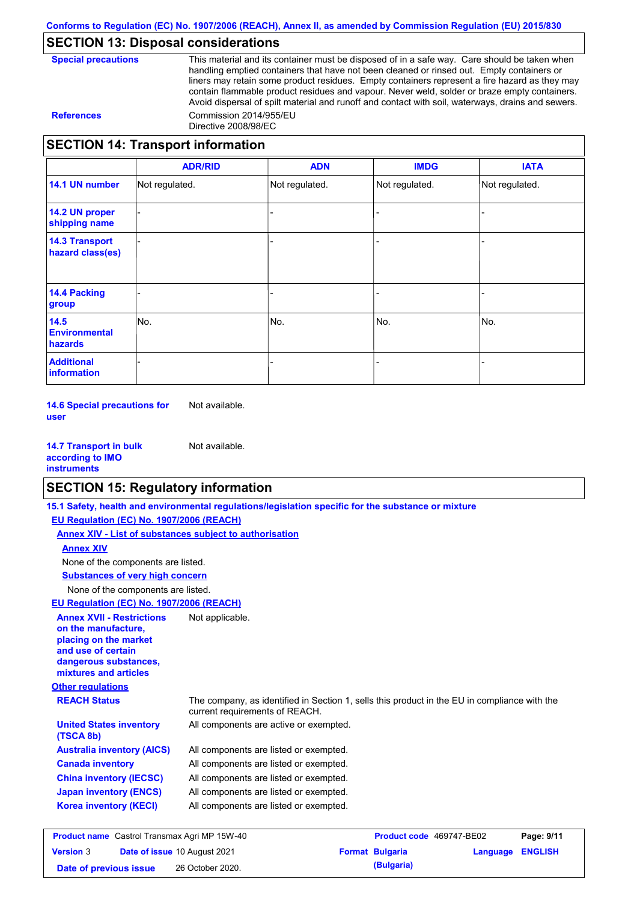## SECTION 13: Disposal considerations

**Special precautions**

This material and its container must be disposed of in a safe way. Care should be taken when handling emptied containers that have not been cleaned or rinsed out. Empty containers or liners may retain some product residues. Empty containers represent a fire hazard as they may contain flammable product residues and vapour. Never weld, solder or braze empty containers. Avoid dispersal of spilt material and runoff and contact with soil, waterways, drains and sewers.

**References**

Commission 2014/955/EU
Directive 2008/98/EC

## SECTION 14: Transport information

| | ADR/RID | ADN | IMDG | IATA |
|---|---|---|---|---|
| **14.1 UN number** | Not regulated. | Not regulated. | Not regulated. | Not regulated. |
| **14.2 UN proper shipping name** | - | - | - | - |
| **14.3 Transport hazard class(es)** | - | - | - | - |
| **14.4 Packing group** | - | - | - | - |
| **14.5 Environmental hazards** | No. | No. | No. | No. |
| **Additional information** | - | - | - | - |

**14.6 Special precautions for user**: Not available.

**14.7 Transport in bulk according to IMO instruments**: Not available.

## SECTION 15: Regulatory information

**15.1 Safety, health and environmental regulations/legislation specific for the substance or mixture**

**EU Regulation (EC) No. 1907/2006 (REACH)**

**Annex XIV - List of substances subject to authorisation**

**Annex XIV**

None of the components are listed.

**Substances of very high concern**

None of the components are listed.

**EU Regulation (EC) No. 1907/2006 (REACH)**

**Annex XVII - Restrictions on the manufacture, placing on the market and use of certain dangerous substances, mixtures and articles**: Not applicable.

**Other regulations**

**REACH Status**: The company, as identified in Section 1, sells this product in the EU in compliance with the current requirements of REACH.

**United States inventory (TSCA 8b)**: All components are active or exempted.

**Australia inventory (AICS)**: All components are listed or exempted.

**Canada inventory**: All components are listed or exempted.

**China inventory (IECSC)**: All components are listed or exempted.

**Japan inventory (ENCS)**: All components are listed or exempted.

**Korea inventory (KECI)**: All components are listed or exempted.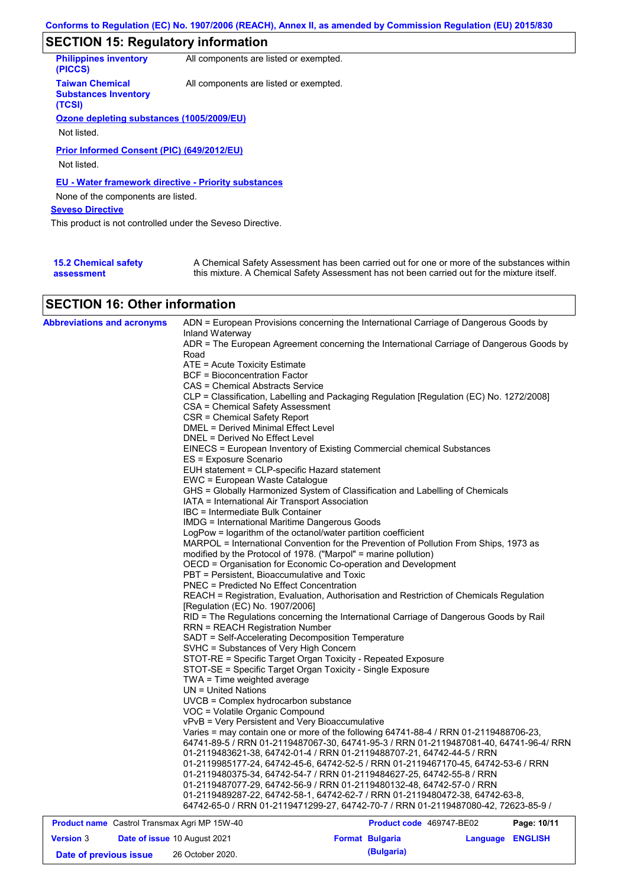## SECTION 15: Regulatory information

**Philippines inventory (PICCS)**: All components are listed or exempted.

**Taiwan Chemical Substances Inventory (TCSI)**: All components are listed or exempted.

**Ozone depleting substances (1005/2009/EU)**

Not listed.

**Prior Informed Consent (PIC) (649/2012/EU)**

Not listed.

**EU - Water framework directive - Priority substances**

None of the components are listed.

**Seveso Directive**

This product is not controlled under the Seveso Directive.

**15.2 Chemical safety assessment**: A Chemical Safety Assessment has been carried out for one or more of the substances within this mixture. A Chemical Safety Assessment has not been carried out for the mixture itself.

## SECTION 16: Other information

**Abbreviations and acronyms**

ADN = European Provisions concerning the International Carriage of Dangerous Goods by Inland Waterway
ADR = The European Agreement concerning the International Carriage of Dangerous Goods by Road
ATE = Acute Toxicity Estimate
BCF = Bioconcentration Factor
CAS = Chemical Abstracts Service
CLP = Classification, Labelling and Packaging Regulation [Regulation (EC) No. 1272/2008]
CSA = Chemical Safety Assessment
CSR = Chemical Safety Report
DMEL = Derived Minimal Effect Level
DNEL = Derived No Effect Level
EINECS = European Inventory of Existing Commercial chemical Substances
ES = Exposure Scenario
EUH statement = CLP-specific Hazard statement
EWC = European Waste Catalogue
GHS = Globally Harmonized System of Classification and Labelling of Chemicals
IATA = International Air Transport Association
IBC = Intermediate Bulk Container
IMDG = International Maritime Dangerous Goods
LogPow = logarithm of the octanol/water partition coefficient
MARPOL = International Convention for the Prevention of Pollution From Ships, 1973 as modified by the Protocol of 1978. ("Marpol" = marine pollution)
OECD = Organisation for Economic Co-operation and Development
PBT = Persistent, Bioaccumulative and Toxic
PNEC = Predicted No Effect Concentration
REACH = Registration, Evaluation, Authorisation and Restriction of Chemicals Regulation [Regulation (EC) No. 1907/2006]
RID = The Regulations concerning the International Carriage of Dangerous Goods by Rail
RRN = REACH Registration Number
SADT = Self-Accelerating Decomposition Temperature
SVHC = Substances of Very High Concern
STOT-RE = Specific Target Organ Toxicity - Repeated Exposure
STOT-SE = Specific Target Organ Toxicity - Single Exposure
TWA = Time weighted average
UN = United Nations
UVCB = Complex hydrocarbon substance
VOC = Volatile Organic Compound
vPvB = Very Persistent and Very Bioaccumulative
Varies = may contain one or more of the following 64741-88-4 / RRN 01-2119488706-23, 64741-89-5 / RRN 01-2119487067-30, 64741-95-3 / RRN 01-2119487081-40, 64741-96-4/ RRN 01-2119483621-38, 64742-01-4 / RRN 01-2119488707-21, 64742-44-5 / RRN 01-2119985177-24, 64742-45-6, 64742-52-5 / RRN 01-2119467170-45, 64742-53-6 / RRN 01-2119480375-34, 64742-54-7 / RRN 01-2119484627-25, 64742-55-8 / RRN 01-2119487077-29, 64742-56-9 / RRN 01-2119480132-48, 64742-57-0 / RRN 01-2119489287-22, 64742-58-1, 64742-62-7 / RRN 01-2119480472-38, 64742-63-8, 64742-65-0 / RRN 01-2119471299-27, 64742-70-7 / RRN 01-2119487080-42, 72623-85-9 /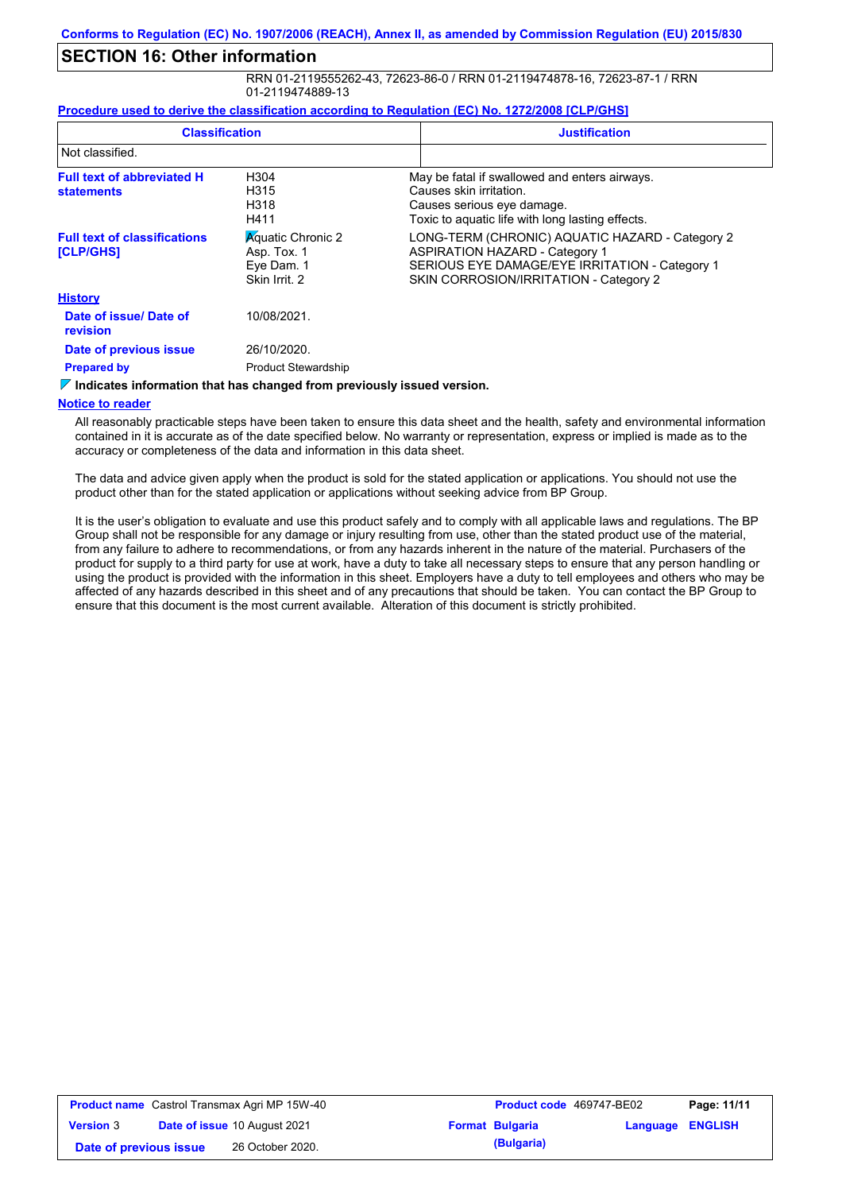## SECTION 16: Other information

RRN 01-2119555262-43, 72623-86-0 / RRN 01-2119474878-16, 72623-87-1 / RRN 01-2119474889-13

**Procedure used to derive the classification according to Regulation (EC) No. 1272/2008 [CLP/GHS]**

| Classification | Justification |
|---|---|
| Not classified. | |

**Full text of abbreviated H statements**

| | |
|---|---|
| H304 | May be fatal if swallowed and enters airways. |
| H315 | Causes skin irritation. |
| H318 | Causes serious eye damage. |
| H411 | Toxic to aquatic life with long lasting effects. |

**Full text of classifications [CLP/GHS]**

| | |
|---|---|
| Aquatic Chronic 2 | LONG-TERM (CHRONIC) AQUATIC HAZARD - Category 2 |
| Asp. Tox. 1 | ASPIRATION HAZARD - Category 1 |
| Eye Dam. 1 | SERIOUS EYE DAMAGE/EYE IRRITATION - Category 1 |
| Skin Irrit. 2 | SKIN CORROSION/IRRITATION - Category 2 |

**History**

**Date of issue/ Date of revision** 10/08/2021.

**Date of previous issue** 26/10/2020.

**Prepared by** Product Stewardship

**Indicates information that has changed from previously issued version.**

**Notice to reader**

All reasonably practicable steps have been taken to ensure this data sheet and the health, safety and environmental information contained in it is accurate as of the date specified below. No warranty or representation, express or implied is made as to the accuracy or completeness of the data and information in this data sheet.

The data and advice given apply when the product is sold for the stated application or applications. You should not use the product other than for the stated application or applications without seeking advice from BP Group.

It is the user's obligation to evaluate and use this product safely and to comply with all applicable laws and regulations. The BP Group shall not be responsible for any damage or injury resulting from use, other than the stated product use of the material, from any failure to adhere to recommendations, or from any hazards inherent in the nature of the material. Purchasers of the product for supply to a third party for use at work, have a duty to take all necessary steps to ensure that any person handling or using the product is provided with the information in this sheet. Employers have a duty to tell employees and others who may be affected of any hazards described in this sheet and of any precautions that should be taken. You can contact the BP Group to ensure that this document is the most current available. Alteration of this document is strictly prohibited.